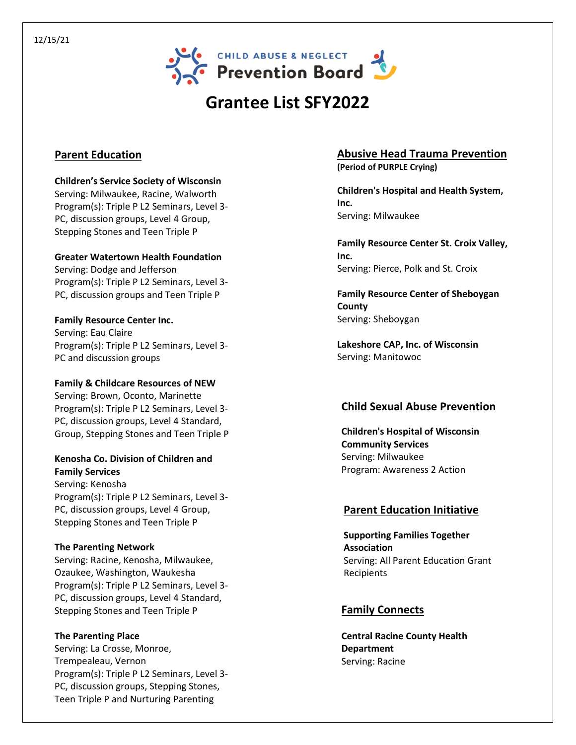12/15/21

CHILD ABUSE & NEGLECT
Prevention Board

# Grantee List SFY2022

## Parent Education

**Children's Service Society of Wisconsin**
Serving: Milwaukee, Racine, Walworth
Program(s): Triple P L2 Seminars, Level 3-PC, discussion groups, Level 4 Group, Stepping Stones and Teen Triple P

**Greater Watertown Health Foundation**
Serving: Dodge and Jefferson
Program(s): Triple P L2 Seminars, Level 3-PC, discussion groups and Teen Triple P

**Family Resource Center Inc.**
Serving: Eau Claire
Program(s): Triple P L2 Seminars, Level 3-PC and discussion groups

**Family & Childcare Resources of NEW**
Serving: Brown, Oconto, Marinette
Program(s): Triple P L2 Seminars, Level 3-PC, discussion groups, Level 4 Standard, Group, Stepping Stones and Teen Triple P

**Kenosha Co. Division of Children and Family Services**
Serving: Kenosha
Program(s): Triple P L2 Seminars, Level 3-PC, discussion groups, Level 4 Group, Stepping Stones and Teen Triple P

**The Parenting Network**
Serving: Racine, Kenosha, Milwaukee, Ozaukee, Washington, Waukesha
Program(s): Triple P L2 Seminars, Level 3-PC, discussion groups, Level 4 Standard, Stepping Stones and Teen Triple P

**The Parenting Place**
Serving: La Crosse, Monroe, Trempealeau, Vernon
Program(s): Triple P L2 Seminars, Level 3-PC, discussion groups, Stepping Stones, Teen Triple P and Nurturing Parenting

## Abusive Head Trauma Prevention
**(Period of PURPLE Crying)**

**Children's Hospital and Health System, Inc.**
Serving: Milwaukee

**Family Resource Center St. Croix Valley, Inc.**
Serving: Pierce, Polk and St. Croix

**Family Resource Center of Sheboygan County**
Serving: Sheboygan

**Lakeshore CAP, Inc. of Wisconsin**
Serving: Manitowoc

## Child Sexual Abuse Prevention

**Children's Hospital of Wisconsin Community Services**
Serving: Milwaukee
Program: Awareness 2 Action

## Parent Education Initiative

**Supporting Families Together Association**
Serving: All Parent Education Grant Recipients

## Family Connects

**Central Racine County Health Department**
Serving: Racine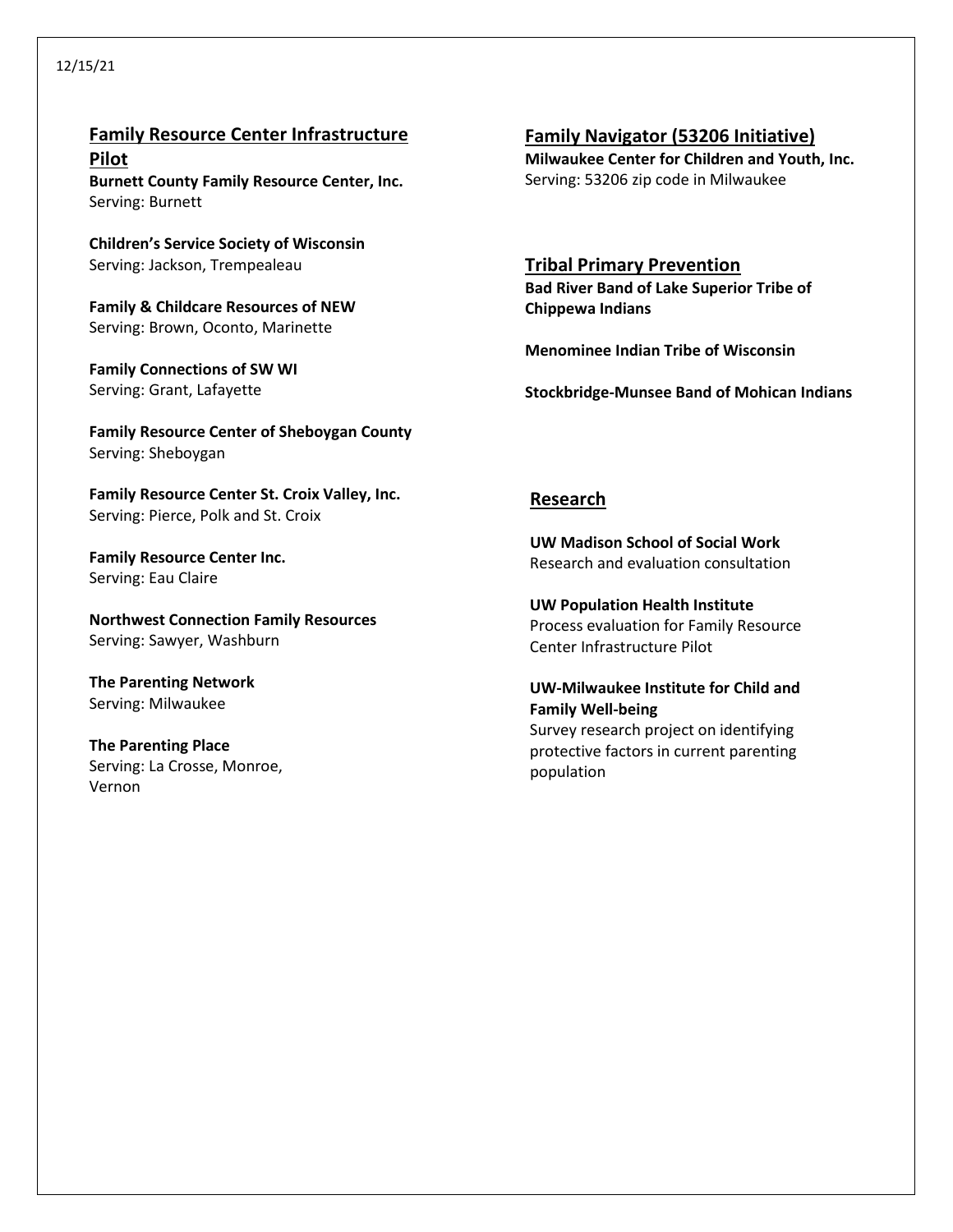12/15/21

## Family Resource Center Infrastructure Pilot

**Burnett County Family Resource Center, Inc.**
Serving: Burnett

**Children's Service Society of Wisconsin**
Serving: Jackson, Trempealeau

**Family & Childcare Resources of NEW**
Serving: Brown, Oconto, Marinette

**Family Connections of SW WI**
Serving: Grant, Lafayette

**Family Resource Center of Sheboygan County**
Serving: Sheboygan

**Family Resource Center St. Croix Valley, Inc.**
Serving: Pierce, Polk and St. Croix

**Family Resource Center Inc.**
Serving: Eau Claire

**Northwest Connection Family Resources**
Serving: Sawyer, Washburn

**The Parenting Network**
Serving: Milwaukee

**The Parenting Place**
Serving: La Crosse, Monroe, Vernon

## Family Navigator (53206 Initiative)

**Milwaukee Center for Children and Youth, Inc.**
Serving: 53206 zip code in Milwaukee

## Tribal Primary Prevention

**Bad River Band of Lake Superior Tribe of Chippewa Indians**

**Menominee Indian Tribe of Wisconsin**

**Stockbridge-Munsee Band of Mohican Indians**

## Research

**UW Madison School of Social Work**
Research and evaluation consultation

**UW Population Health Institute**
Process evaluation for Family Resource Center Infrastructure Pilot

**UW-Milwaukee Institute for Child and Family Well-being**
Survey research project on identifying protective factors in current parenting population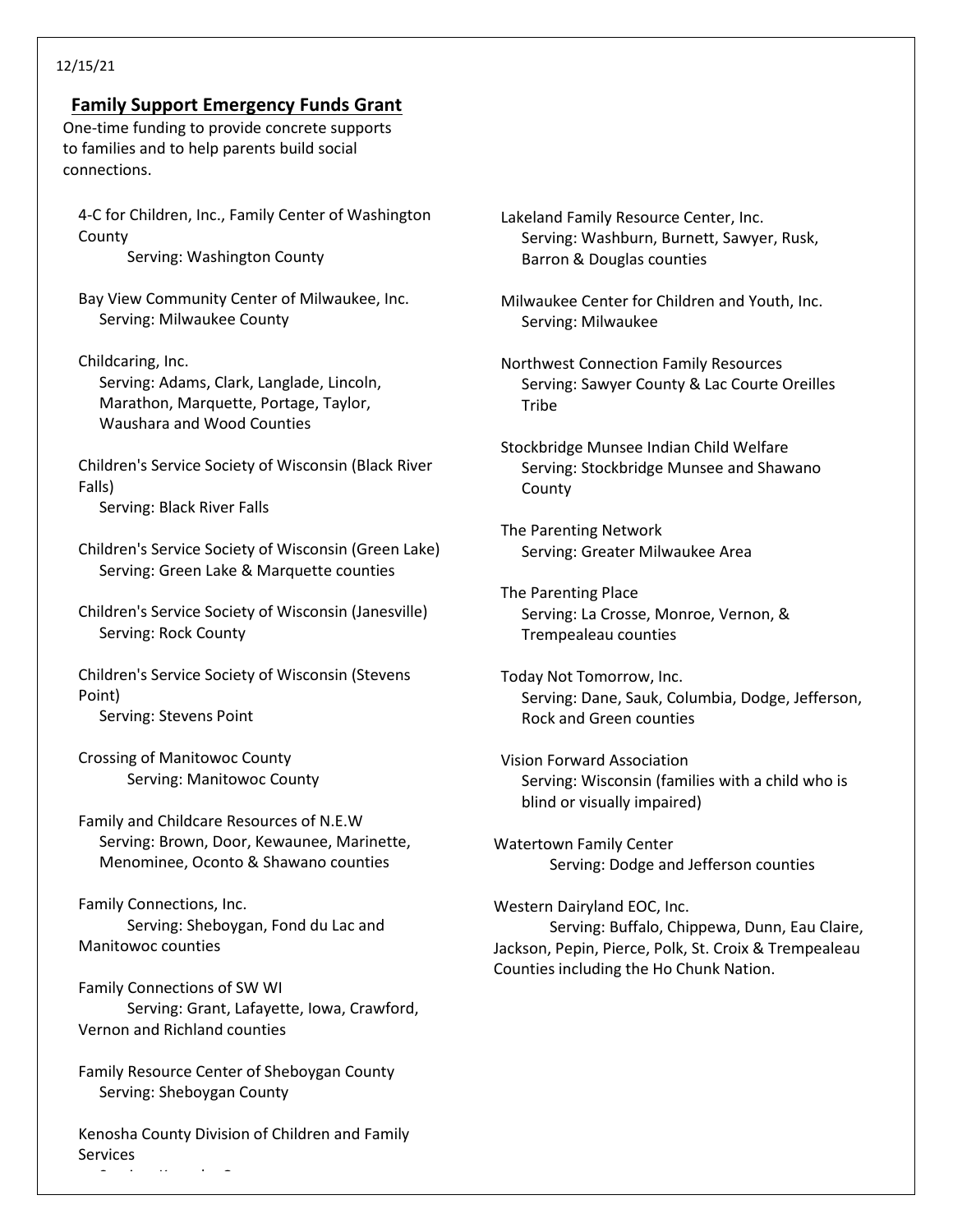12/15/21

## Family Support Emergency Funds Grant

One-time funding to provide concrete supports to families and to help parents build social connections.

4-C for Children, Inc., Family Center of Washington County
Serving: Washington County

Bay View Community Center of Milwaukee, Inc.
Serving: Milwaukee County

Childcaring, Inc.
Serving: Adams, Clark, Langlade, Lincoln, Marathon, Marquette, Portage, Taylor, Waushara and Wood Counties

Children's Service Society of Wisconsin (Black River Falls)
Serving: Black River Falls

Children's Service Society of Wisconsin (Green Lake)
Serving: Green Lake & Marquette counties

Children's Service Society of Wisconsin (Janesville)
Serving: Rock County

Children's Service Society of Wisconsin (Stevens Point)
Serving: Stevens Point

Crossing of Manitowoc County
Serving: Manitowoc County

Family and Childcare Resources of N.E.W
Serving: Brown, Door, Kewaunee, Marinette, Menominee, Oconto & Shawano counties

Family Connections, Inc.
Serving: Sheboygan, Fond du Lac and Manitowoc counties

Family Connections of SW WI
Serving: Grant, Lafayette, Iowa, Crawford, Vernon and Richland counties

Family Resource Center of Sheboygan County
Serving: Sheboygan County

Kenosha County Division of Children and Family Services
Serving: Kenosha County

Lakeland Family Resource Center, Inc.
Serving: Washburn, Burnett, Sawyer, Rusk, Barron & Douglas counties

Milwaukee Center for Children and Youth, Inc.
Serving: Milwaukee

Northwest Connection Family Resources
Serving: Sawyer County & Lac Courte Oreilles Tribe

Stockbridge Munsee Indian Child Welfare
Serving: Stockbridge Munsee and Shawano County

The Parenting Network
Serving: Greater Milwaukee Area

The Parenting Place
Serving: La Crosse, Monroe, Vernon, & Trempealeau counties

Today Not Tomorrow, Inc.
Serving: Dane, Sauk, Columbia, Dodge, Jefferson, Rock and Green counties

Vision Forward Association
Serving: Wisconsin (families with a child who is blind or visually impaired)

Watertown Family Center
Serving: Dodge and Jefferson counties

Western Dairyland EOC, Inc.
Serving: Buffalo, Chippewa, Dunn, Eau Claire, Jackson, Pepin, Pierce, Polk, St. Croix & Trempealeau Counties including the Ho Chunk Nation.